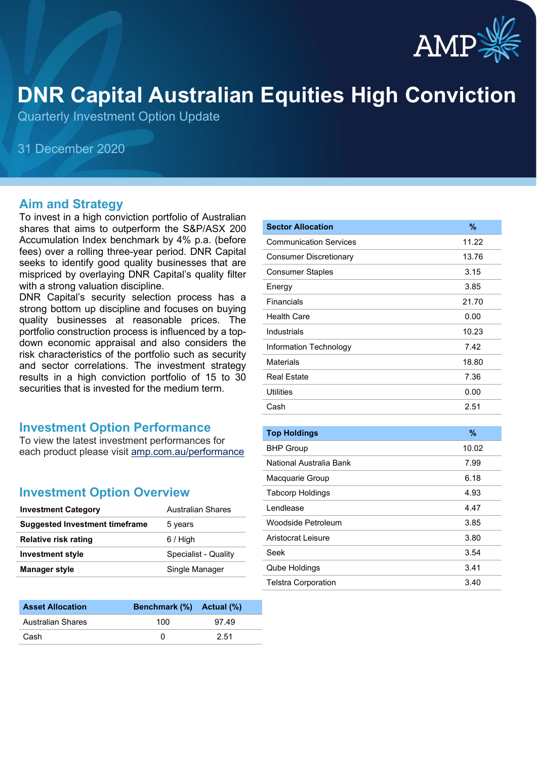# DNR Capital Australian Equities High Conviction

Quarterly Investment Option Update

31 December 2020

## Aim and Strategy

To invest in a high conviction portfolio of Australian shares that aims to outperform the S&P/ASX 200 Accumulation Index benchmark by 4% p.a. (before fees) over a rolling three-year period. DNR Capital seeks to identify good quality businesses that are mispriced by overlaying DNR Capital's quality filter with a strong valuation discipline.

DNR Capital's security selection process has a strong bottom up discipline and focuses on buying quality businesses at reasonable prices. The portfolio construction process is influenced by a top-down economic appraisal and also considers the risk characteristics of the portfolio such as security and sector correlations. The investment strategy results in a high conviction portfolio of 15 to 30 securities that is invested for the medium term.

## Investment Option Performance

To view the latest investment performances for each product please visit amp.com.au/performance

## Investment Option Overview

| | |
|---|---|
| **Investment Category** | Australian Shares |
| **Suggested Investment timeframe** | 5 years |
| **Relative risk rating** | 6 / High |
| **Investment style** | Specialist - Quality |
| **Manager style** | Single Manager |

| Asset Allocation | Benchmark (%) | Actual (%) |
|---|---|---|
| Australian Shares | 100 | 97.49 |
| Cash | 0 | 2.51 |

| Sector Allocation | % |
|---|---|
| Communication Services | 11.22 |
| Consumer Discretionary | 13.76 |
| Consumer Staples | 3.15 |
| Energy | 3.85 |
| Financials | 21.70 |
| Health Care | 0.00 |
| Industrials | 10.23 |
| Information Technology | 7.42 |
| Materials | 18.80 |
| Real Estate | 7.36 |
| Utilities | 0.00 |
| Cash | 2.51 |

| Top Holdings | % |
|---|---|
| BHP Group | 10.02 |
| National Australia Bank | 7.99 |
| Macquarie Group | 6.18 |
| Tabcorp Holdings | 4.93 |
| Lendlease | 4.47 |
| Woodside Petroleum | 3.85 |
| Aristocrat Leisure | 3.80 |
| Seek | 3.54 |
| Qube Holdings | 3.41 |
| Telstra Corporation | 3.40 |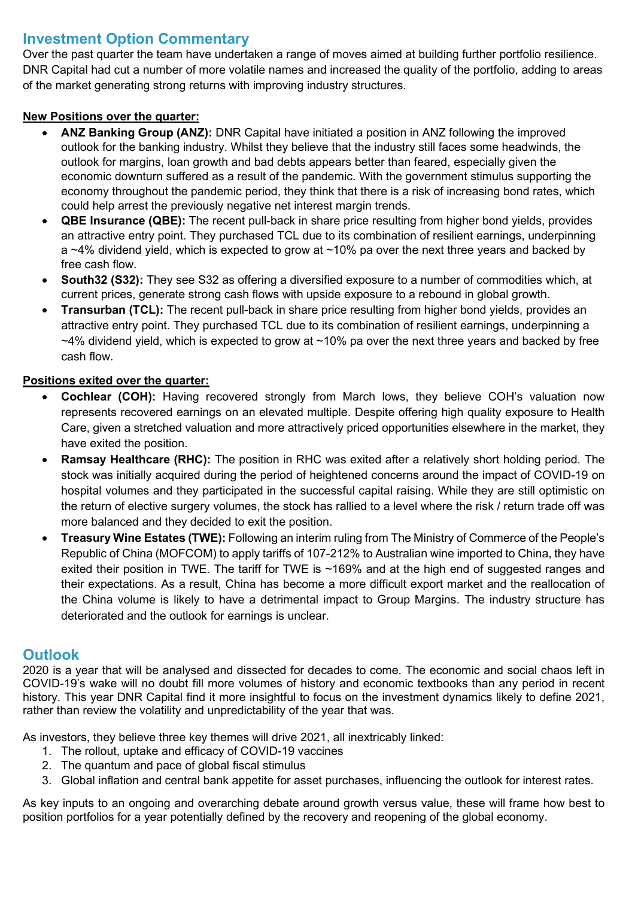## Investment Option Commentary

Over the past quarter the team have undertaken a range of moves aimed at building further portfolio resilience. DNR Capital had cut a number of more volatile names and increased the quality of the portfolio, adding to areas of the market generating strong returns with improving industry structures.

**New Positions over the quarter:**

- **ANZ Banking Group (ANZ):** DNR Capital have initiated a position in ANZ following the improved outlook for the banking industry. Whilst they believe that the industry still faces some headwinds, the outlook for margins, loan growth and bad debts appears better than feared, especially given the economic downturn suffered as a result of the pandemic. With the government stimulus supporting the economy throughout the pandemic period, they think that there is a risk of increasing bond rates, which could help arrest the previously negative net interest margin trends.
- **QBE Insurance (QBE):** The recent pull-back in share price resulting from higher bond yields, provides an attractive entry point. They purchased TCL due to its combination of resilient earnings, underpinning a ~4% dividend yield, which is expected to grow at ~10% pa over the next three years and backed by free cash flow.
- **South32 (S32):** They see S32 as offering a diversified exposure to a number of commodities which, at current prices, generate strong cash flows with upside exposure to a rebound in global growth.
- **Transurban (TCL):** The recent pull-back in share price resulting from higher bond yields, provides an attractive entry point. They purchased TCL due to its combination of resilient earnings, underpinning a ~4% dividend yield, which is expected to grow at ~10% pa over the next three years and backed by free cash flow.

**Positions exited over the quarter:**

- **Cochlear (COH):** Having recovered strongly from March lows, they believe COH's valuation now represents recovered earnings on an elevated multiple. Despite offering high quality exposure to Health Care, given a stretched valuation and more attractively priced opportunities elsewhere in the market, they have exited the position.
- **Ramsay Healthcare (RHC):** The position in RHC was exited after a relatively short holding period. The stock was initially acquired during the period of heightened concerns around the impact of COVID-19 on hospital volumes and they participated in the successful capital raising. While they are still optimistic on the return of elective surgery volumes, the stock has rallied to a level where the risk / return trade off was more balanced and they decided to exit the position.
- **Treasury Wine Estates (TWE):** Following an interim ruling from The Ministry of Commerce of the People's Republic of China (MOFCOM) to apply tariffs of 107-212% to Australian wine imported to China, they have exited their position in TWE. The tariff for TWE is ~169% and at the high end of suggested ranges and their expectations. As a result, China has become a more difficult export market and the reallocation of the China volume is likely to have a detrimental impact to Group Margins. The industry structure has deteriorated and the outlook for earnings is unclear.

## Outlook

2020 is a year that will be analysed and dissected for decades to come. The economic and social chaos left in COVID-19's wake will no doubt fill more volumes of history and economic textbooks than any period in recent history. This year DNR Capital find it more insightful to focus on the investment dynamics likely to define 2021, rather than review the volatility and unpredictability of the year that was.

As investors, they believe three key themes will drive 2021, all inextricably linked:

1. The rollout, uptake and efficacy of COVID-19 vaccines
2. The quantum and pace of global fiscal stimulus
3. Global inflation and central bank appetite for asset purchases, influencing the outlook for interest rates.

As key inputs to an ongoing and overarching debate around growth versus value, these will frame how best to position portfolios for a year potentially defined by the recovery and reopening of the global economy.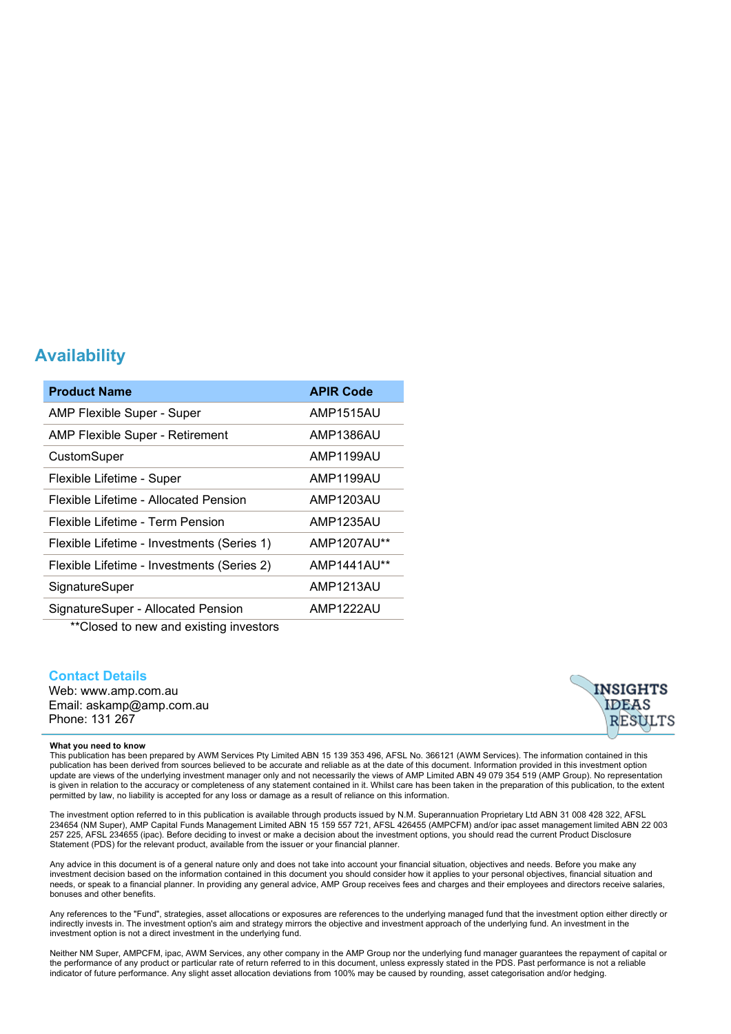## Availability

| Product Name | APIR Code |
|---|---|
| AMP Flexible Super - Super | AMP1515AU |
| AMP Flexible Super - Retirement | AMP1386AU |
| CustomSuper | AMP1199AU |
| Flexible Lifetime - Super | AMP1199AU |
| Flexible Lifetime - Allocated Pension | AMP1203AU |
| Flexible Lifetime - Term Pension | AMP1235AU |
| Flexible Lifetime - Investments (Series 1) | AMP1207AU** |
| Flexible Lifetime - Investments (Series 2) | AMP1441AU** |
| SignatureSuper | AMP1213AU |
| SignatureSuper - Allocated Pension | AMP1222AU |

**Closed to new and existing investors

### Contact Details

Web: www.amp.com.au
Email: askamp@amp.com.au
Phone: 131 267

INSIGHTS
IDEAS
RESULTS

**What you need to know**

This publication has been prepared by AWM Services Pty Limited ABN 15 139 353 496, AFSL No. 366121 (AWM Services). The information contained in this publication has been derived from sources believed to be accurate and reliable as at the date of this document. Information provided in this investment option update are views of the underlying investment manager only and not necessarily the views of AMP Limited ABN 49 079 354 519 (AMP Group). No representation is given in relation to the accuracy or completeness of any statement contained in it. Whilst care has been taken in the preparation of this publication, to the extent permitted by law, no liability is accepted for any loss or damage as a result of reliance on this information.

The investment option referred to in this publication is available through products issued by N.M. Superannuation Proprietary Ltd ABN 31 008 428 322, AFSL 234654 (NM Super), AMP Capital Funds Management Limited ABN 15 159 557 721, AFSL 426455 (AMPCFM) and/or ipac asset management limited ABN 22 003 257 225, AFSL 234655 (ipac). Before deciding to invest or make a decision about the investment options, you should read the current Product Disclosure Statement (PDS) for the relevant product, available from the issuer or your financial planner.

Any advice in this document is of a general nature only and does not take into account your financial situation, objectives and needs. Before you make any investment decision based on the information contained in this document you should consider how it applies to your personal objectives, financial situation and needs, or speak to a financial planner. In providing any general advice, AMP Group receives fees and charges and their employees and directors receive salaries, bonuses and other benefits.

Any references to the "Fund", strategies, asset allocations or exposures are references to the underlying managed fund that the investment option either directly or indirectly invests in. The investment option's aim and strategy mirrors the objective and investment approach of the underlying fund. An investment in the investment option is not a direct investment in the underlying fund.

Neither NM Super, AMPCFM, ipac, AWM Services, any other company in the AMP Group nor the underlying fund manager guarantees the repayment of capital or the performance of any product or particular rate of return referred to in this document, unless expressly stated in the PDS. Past performance is not a reliable indicator of future performance. Any slight asset allocation deviations from 100% may be caused by rounding, asset categorisation and/or hedging.